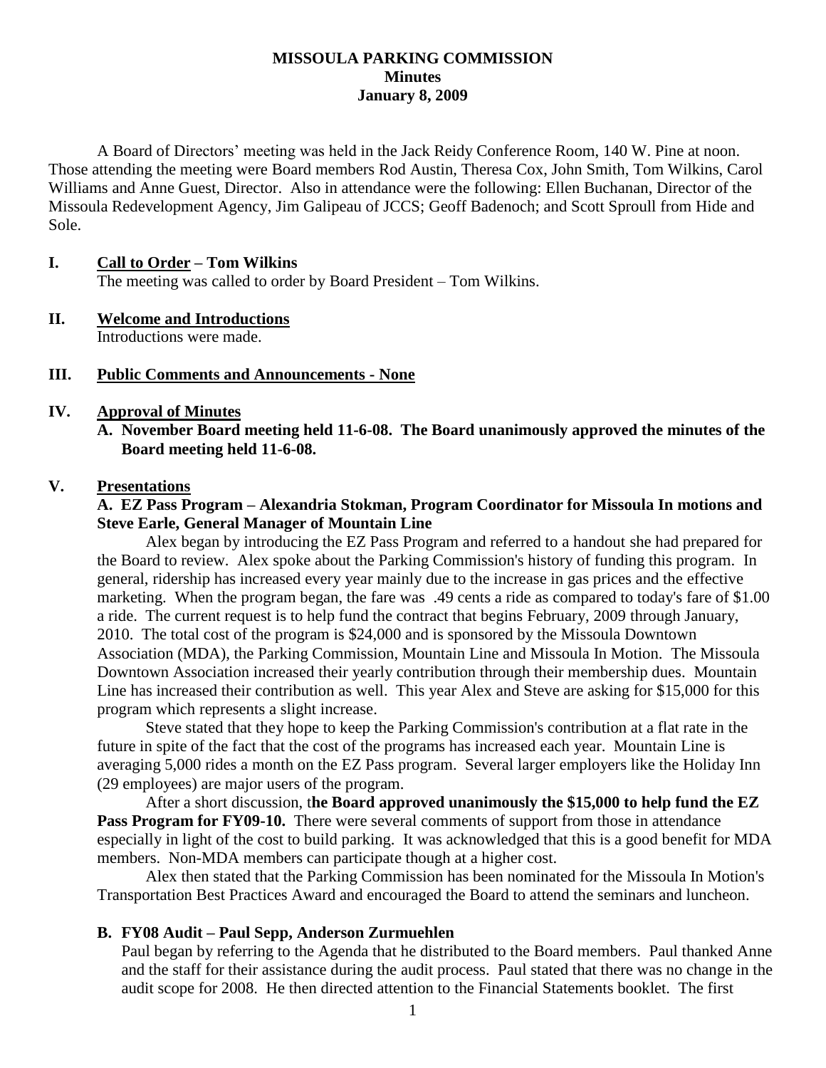**MISSOULA PARKING COMMISSION**
**Minutes**
**January 8, 2009**

A Board of Directors' meeting was held in the Jack Reidy Conference Room, 140 W. Pine at noon. Those attending the meeting were Board members Rod Austin, Theresa Cox, John Smith, Tom Wilkins, Carol Williams and Anne Guest, Director. Also in attendance were the following: Ellen Buchanan, Director of the Missoula Redevelopment Agency, Jim Galipeau of JCCS; Geoff Badenoch; and Scott Sproull from Hide and Sole.

**I. Call to Order – Tom Wilkins**

The meeting was called to order by Board President – Tom Wilkins.

**II. Welcome and Introductions**

Introductions were made.

**III. Public Comments and Announcements - None**

**IV. Approval of Minutes**

**A. November Board meeting held 11-6-08. The Board unanimously approved the minutes of the Board meeting held 11-6-08.**

**V. Presentations**

**A. EZ Pass Program – Alexandria Stokman, Program Coordinator for Missoula In motions and Steve Earle, General Manager of Mountain Line**

Alex began by introducing the EZ Pass Program and referred to a handout she had prepared for the Board to review. Alex spoke about the Parking Commission's history of funding this program. In general, ridership has increased every year mainly due to the increase in gas prices and the effective marketing. When the program began, the fare was .49 cents a ride as compared to today's fare of $1.00 a ride. The current request is to help fund the contract that begins February, 2009 through January, 2010. The total cost of the program is $24,000 and is sponsored by the Missoula Downtown Association (MDA), the Parking Commission, Mountain Line and Missoula In Motion. The Missoula Downtown Association increased their yearly contribution through their membership dues. Mountain Line has increased their contribution as well. This year Alex and Steve are asking for $15,000 for this program which represents a slight increase.

Steve stated that they hope to keep the Parking Commission's contribution at a flat rate in the future in spite of the fact that the cost of the programs has increased each year. Mountain Line is averaging 5,000 rides a month on the EZ Pass program. Several larger employers like the Holiday Inn (29 employees) are major users of the program.

After a short discussion, t**he Board approved unanimously the $15,000 to help fund the EZ Pass Program for FY09-10.** There were several comments of support from those in attendance especially in light of the cost to build parking. It was acknowledged that this is a good benefit for MDA members. Non-MDA members can participate though at a higher cost.

Alex then stated that the Parking Commission has been nominated for the Missoula In Motion's Transportation Best Practices Award and encouraged the Board to attend the seminars and luncheon.

**B. FY08 Audit – Paul Sepp, Anderson Zurmuehlen**

Paul began by referring to the Agenda that he distributed to the Board members. Paul thanked Anne and the staff for their assistance during the audit process. Paul stated that there was no change in the audit scope for 2008. He then directed attention to the Financial Statements booklet. The first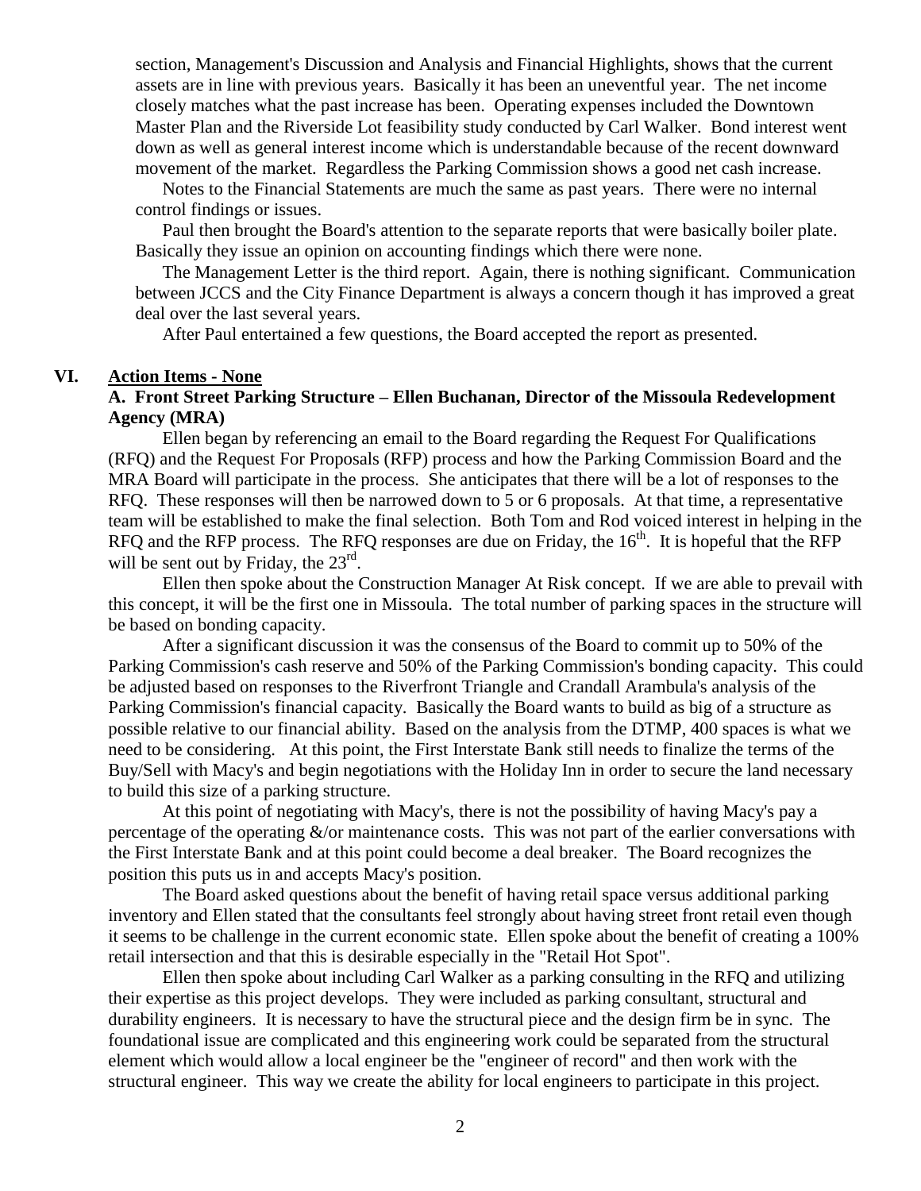section, Management's Discussion and Analysis and Financial Highlights, shows that the current assets are in line with previous years. Basically it has been an uneventful year. The net income closely matches what the past increase has been. Operating expenses included the Downtown Master Plan and the Riverside Lot feasibility study conducted by Carl Walker. Bond interest went down as well as general interest income which is understandable because of the recent downward movement of the market. Regardless the Parking Commission shows a good net cash increase.

Notes to the Financial Statements are much the same as past years. There were no internal control findings or issues.

Paul then brought the Board's attention to the separate reports that were basically boiler plate. Basically they issue an opinion on accounting findings which there were none.

The Management Letter is the third report. Again, there is nothing significant. Communication between JCCS and the City Finance Department is always a concern though it has improved a great deal over the last several years.

After Paul entertained a few questions, the Board accepted the report as presented.

## VI. Action Items - None

### A. Front Street Parking Structure – Ellen Buchanan, Director of the Missoula Redevelopment Agency (MRA)

Ellen began by referencing an email to the Board regarding the Request For Qualifications (RFQ) and the Request For Proposals (RFP) process and how the Parking Commission Board and the MRA Board will participate in the process. She anticipates that there will be a lot of responses to the RFQ. These responses will then be narrowed down to 5 or 6 proposals. At that time, a representative team will be established to make the final selection. Both Tom and Rod voiced interest in helping in the RFQ and the RFP process. The RFQ responses are due on Friday, the 16th. It is hopeful that the RFP will be sent out by Friday, the 23rd.

Ellen then spoke about the Construction Manager At Risk concept. If we are able to prevail with this concept, it will be the first one in Missoula. The total number of parking spaces in the structure will be based on bonding capacity.

After a significant discussion it was the consensus of the Board to commit up to 50% of the Parking Commission's cash reserve and 50% of the Parking Commission's bonding capacity. This could be adjusted based on responses to the Riverfront Triangle and Crandall Arambula's analysis of the Parking Commission's financial capacity. Basically the Board wants to build as big of a structure as possible relative to our financial ability. Based on the analysis from the DTMP, 400 spaces is what we need to be considering. At this point, the First Interstate Bank still needs to finalize the terms of the Buy/Sell with Macy's and begin negotiations with the Holiday Inn in order to secure the land necessary to build this size of a parking structure.

At this point of negotiating with Macy's, there is not the possibility of having Macy's pay a percentage of the operating &/or maintenance costs. This was not part of the earlier conversations with the First Interstate Bank and at this point could become a deal breaker. The Board recognizes the position this puts us in and accepts Macy's position.

The Board asked questions about the benefit of having retail space versus additional parking inventory and Ellen stated that the consultants feel strongly about having street front retail even though it seems to be challenge in the current economic state. Ellen spoke about the benefit of creating a 100% retail intersection and that this is desirable especially in the "Retail Hot Spot".

Ellen then spoke about including Carl Walker as a parking consulting in the RFQ and utilizing their expertise as this project develops. They were included as parking consultant, structural and durability engineers. It is necessary to have the structural piece and the design firm be in sync. The foundational issue are complicated and this engineering work could be separated from the structural element which would allow a local engineer be the "engineer of record" and then work with the structural engineer. This way we create the ability for local engineers to participate in this project.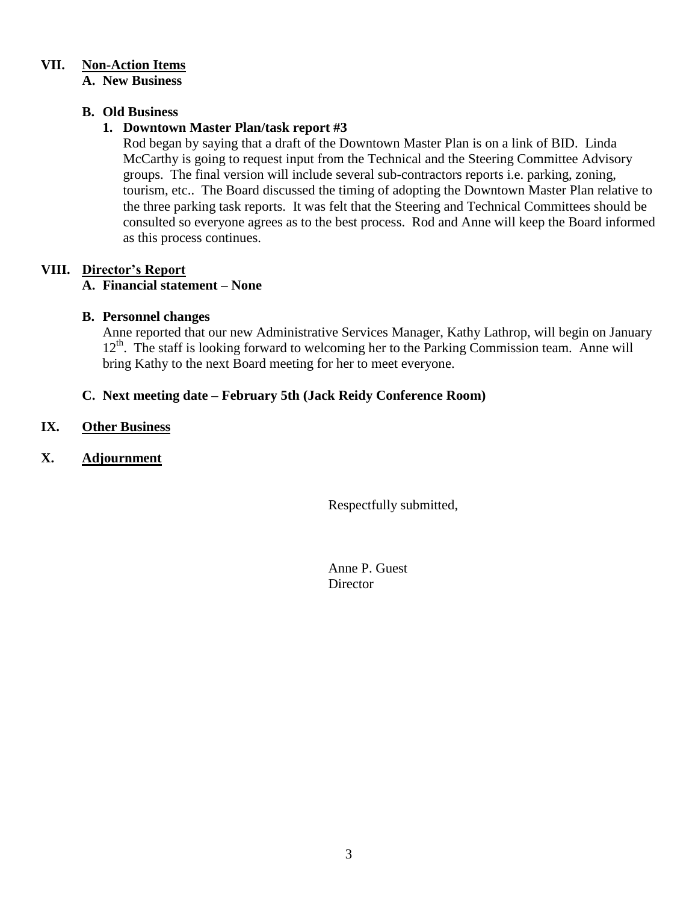## VII. Non-Action Items

**A. New Business**

**B. Old Business**

**1. Downtown Master Plan/task report #3**

Rod began by saying that a draft of the Downtown Master Plan is on a link of BID. Linda McCarthy is going to request input from the Technical and the Steering Committee Advisory groups. The final version will include several sub-contractors reports i.e. parking, zoning, tourism, etc.. The Board discussed the timing of adopting the Downtown Master Plan relative to the three parking task reports. It was felt that the Steering and Technical Committees should be consulted so everyone agrees as to the best process. Rod and Anne will keep the Board informed as this process continues.

## VIII. Director's Report

**A. Financial statement – None**

**B. Personnel changes**

Anne reported that our new Administrative Services Manager, Kathy Lathrop, will begin on January 12th. The staff is looking forward to welcoming her to the Parking Commission team. Anne will bring Kathy to the next Board meeting for her to meet everyone.

**C. Next meeting date – February 5th (Jack Reidy Conference Room)**

## IX. Other Business

## X. Adjournment

Respectfully submitted,

Anne P. Guest
Director